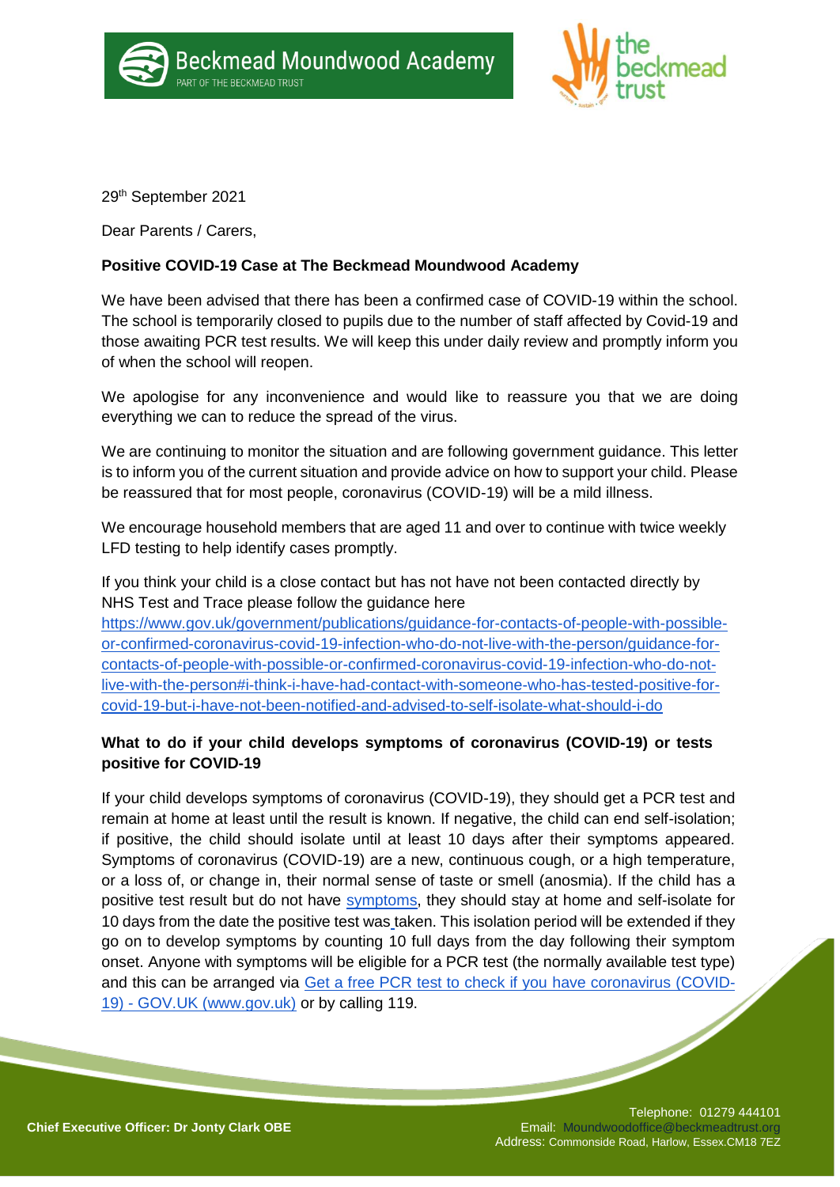Beckmead Moundwood Academy
PART OF THE BECKMEAD TRUST

the beckmead trust

29th September 2021

Dear Parents / Carers,

**Positive COVID-19 Case at The Beckmead Moundwood Academy**

We have been advised that there has been a confirmed case of COVID-19 within the school. The school is temporarily closed to pupils due to the number of staff affected by Covid-19 and those awaiting PCR test results. We will keep this under daily review and promptly inform you of when the school will reopen.

We apologise for any inconvenience and would like to reassure you that we are doing everything we can to reduce the spread of the virus.

We are continuing to monitor the situation and are following government guidance. This letter is to inform you of the current situation and provide advice on how to support your child. Please be reassured that for most people, coronavirus (COVID-19) will be a mild illness.

We encourage household members that are aged 11 and over to continue with twice weekly LFD testing to help identify cases promptly.

If you think your child is a close contact but has not have not been contacted directly by NHS Test and Trace please follow the guidance here
[https://www.gov.uk/government/publications/guidance-for-contacts-of-people-with-possible-or-confirmed-coronavirus-covid-19-infection-who-do-not-live-with-the-person/guidance-for-contacts-of-people-with-possible-or-confirmed-coronavirus-covid-19-infection-who-do-not-live-with-the-person#i-think-i-have-had-contact-with-someone-who-has-tested-positive-for-covid-19-but-i-have-not-been-notified-and-advised-to-self-isolate-what-should-i-do](https://www.gov.uk/government/publications/guidance-for-contacts-of-people-with-possible-or-confirmed-coronavirus-covid-19-infection-who-do-not-live-with-the-person/guidance-for-contacts-of-people-with-possible-or-confirmed-coronavirus-covid-19-infection-who-do-not-live-with-the-person#i-think-i-have-had-contact-with-someone-who-has-tested-positive-for-covid-19-but-i-have-not-been-notified-and-advised-to-self-isolate-what-should-i-do)

**What to do if your child develops symptoms of coronavirus (COVID-19) or tests positive for COVID-19**

If your child develops symptoms of coronavirus (COVID-19), they should get a PCR test and remain at home at least until the result is known. If negative, the child can end self-isolation; if positive, the child should isolate until at least 10 days after their symptoms appeared. Symptoms of coronavirus (COVID-19) are a new, continuous cough, or a high temperature, or a loss of, or change in, their normal sense of taste or smell (anosmia). If the child has a positive test result but do not have symptoms, they should stay at home and self-isolate for 10 days from the date the positive test was taken. This isolation period will be extended if they go on to develop symptoms by counting 10 full days from the day following their symptom onset. Anyone with symptoms will be eligible for a PCR test (the normally available test type) and this can be arranged via Get a free PCR test to check if you have coronavirus (COVID-19) - GOV.UK (www.gov.uk) or by calling 119.

**Chief Executive Officer: Dr Jonty Clark OBE**

Telephone: 01279 444101
Email: Moundwoodoffice@beckmeadtrust.org
Address: Commonside Road, Harlow, Essex.CM18 7EZ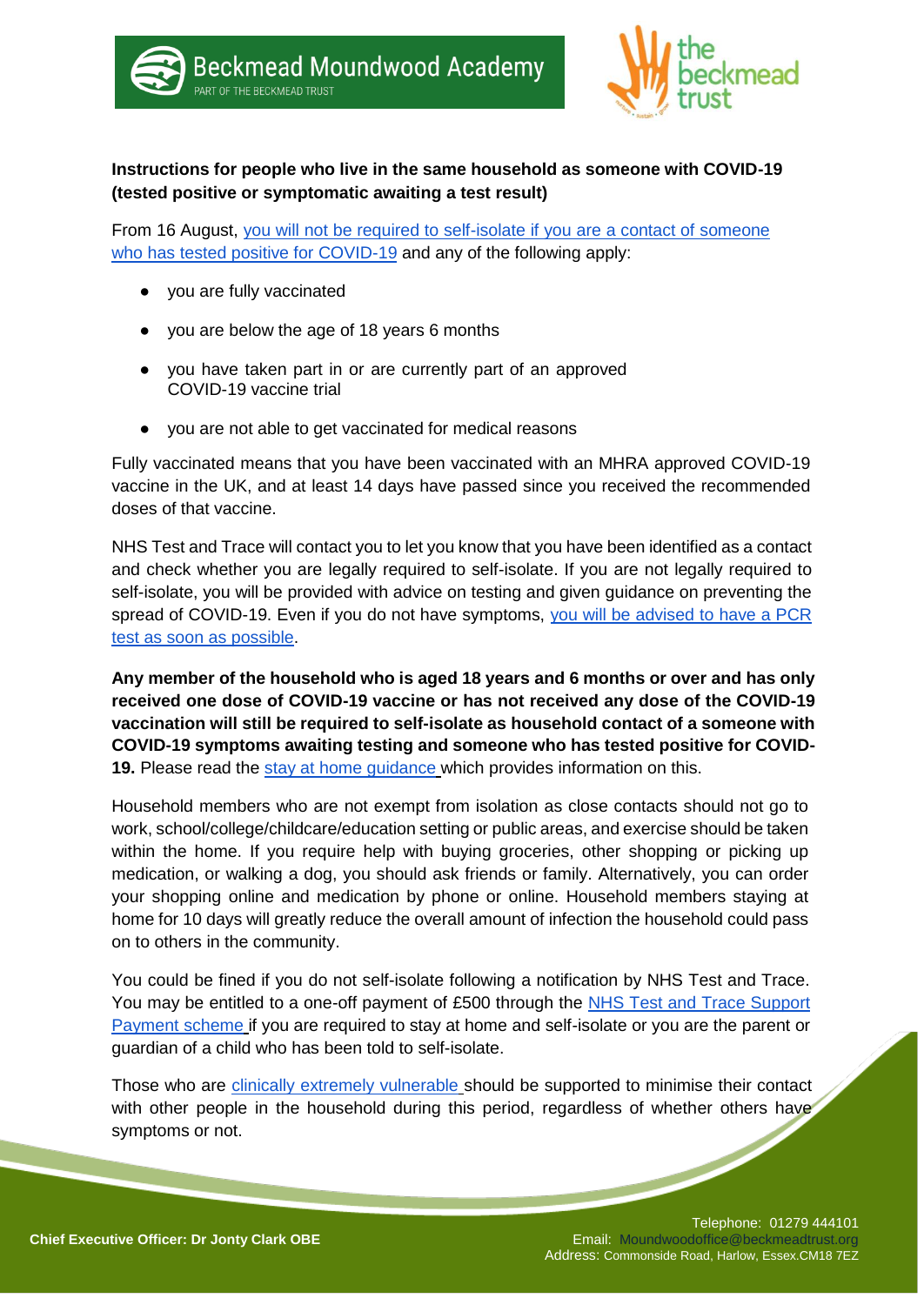**Instructions for people who live in the same household as someone with COVID-19 (tested positive or symptomatic awaiting a test result)**

From 16 August, you will not be required to self-isolate if you are a contact of someone who has tested positive for COVID-19 and any of the following apply:

- you are fully vaccinated
- you are below the age of 18 years 6 months
- you have taken part in or are currently part of an approved COVID-19 vaccine trial
- you are not able to get vaccinated for medical reasons

Fully vaccinated means that you have been vaccinated with an MHRA approved COVID-19 vaccine in the UK, and at least 14 days have passed since you received the recommended doses of that vaccine.

NHS Test and Trace will contact you to let you know that you have been identified as a contact and check whether you are legally required to self-isolate. If you are not legally required to self-isolate, you will be provided with advice on testing and given guidance on preventing the spread of COVID-19. Even if you do not have symptoms, you will be advised to have a PCR test as soon as possible.

**Any member of the household who is aged 18 years and 6 months or over and has only received one dose of COVID-19 vaccine or has not received any dose of the COVID-19 vaccination will still be required to self-isolate as household contact of a someone with COVID-19 symptoms awaiting testing and someone who has tested positive for COVID-19.** Please read the stay at home guidance which provides information on this.

Household members who are not exempt from isolation as close contacts should not go to work, school/college/childcare/education setting or public areas, and exercise should be taken within the home. If you require help with buying groceries, other shopping or picking up medication, or walking a dog, you should ask friends or family. Alternatively, you can order your shopping online and medication by phone or online. Household members staying at home for 10 days will greatly reduce the overall amount of infection the household could pass on to others in the community.

You could be fined if you do not self-isolate following a notification by NHS Test and Trace. You may be entitled to a one-off payment of £500 through the NHS Test and Trace Support Payment scheme if you are required to stay at home and self-isolate or you are the parent or guardian of a child who has been told to self-isolate.

Those who are clinically extremely vulnerable should be supported to minimise their contact with other people in the household during this period, regardless of whether others have symptoms or not.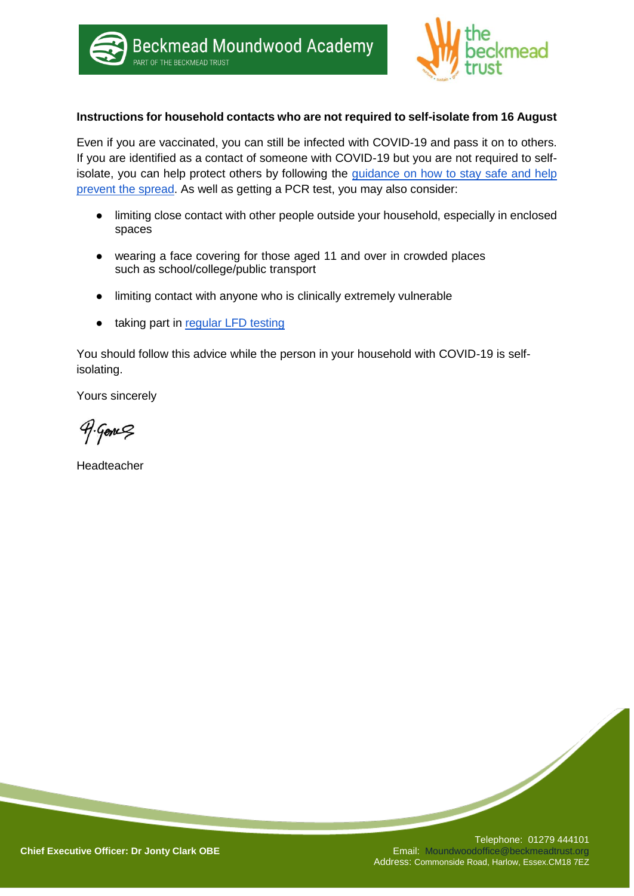**Instructions for household contacts who are not required to self-isolate from 16 August**

Even if you are vaccinated, you can still be infected with COVID-19 and pass it on to others. If you are identified as a contact of someone with COVID-19 but you are not required to self-isolate, you can help protect others by following the guidance on how to stay safe and help prevent the spread. As well as getting a PCR test, you may also consider:

- limiting close contact with other people outside your household, especially in enclosed spaces
- wearing a face covering for those aged 11 and over in crowded places such as school/college/public transport
- limiting contact with anyone who is clinically extremely vulnerable
- taking part in regular LFD testing

You should follow this advice while the person in your household with COVID-19 is self-isolating.

Yours sincerely

Headteacher